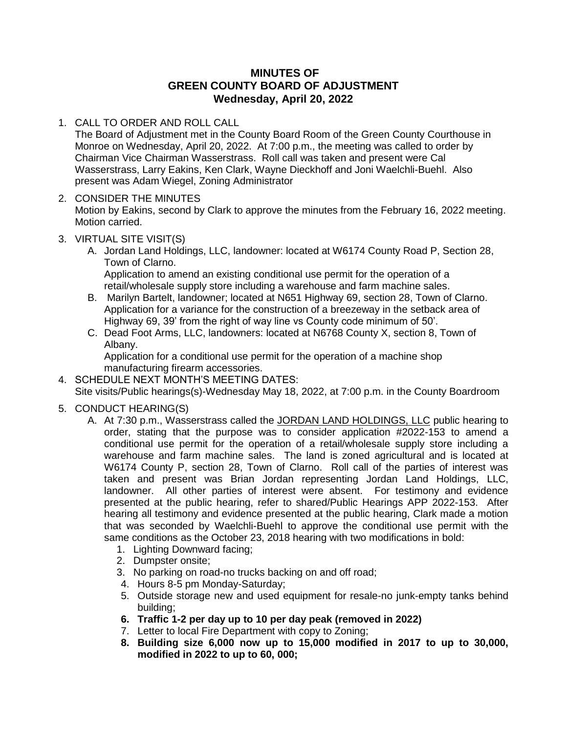# MINUTES OF
# GREEN COUNTY BOARD OF ADJUSTMENT
## Wednesday, April 20, 2022

1. CALL TO ORDER AND ROLL CALL
   The Board of Adjustment met in the County Board Room of the Green County Courthouse in Monroe on Wednesday, April 20, 2022. At 7:00 p.m., the meeting was called to order by Chairman Vice Chairman Wasserstrass. Roll call was taken and present were Cal Wasserstrass, Larry Eakins, Ken Clark, Wayne Dieckhoff and Joni Waelchli-Buehl. Also present was Adam Wiegel, Zoning Administrator

2. CONSIDER THE MINUTES
   Motion by Eakins, second by Clark to approve the minutes from the February 16, 2022 meeting. Motion carried.

3. VIRTUAL SITE VISIT(S)
   A. Jordan Land Holdings, LLC, landowner: located at W6174 County Road P, Section 28, Town of Clarno.
      Application to amend an existing conditional use permit for the operation of a retail/wholesale supply store including a warehouse and farm machine sales.
   B. Marilyn Bartelt, landowner; located at N651 Highway 69, section 28, Town of Clarno. Application for a variance for the construction of a breezeway in the setback area of Highway 69, 39' from the right of way line vs County code minimum of 50'.
   C. Dead Foot Arms, LLC, landowners: located at N6768 County X, section 8, Town of Albany.
      Application for a conditional use permit for the operation of a machine shop manufacturing firearm accessories.

4. SCHEDULE NEXT MONTH'S MEETING DATES:
   Site visits/Public hearings(s)-Wednesday May 18, 2022, at 7:00 p.m. in the County Boardroom

5. CONDUCT HEARING(S)
   A. At 7:30 p.m., Wasserstrass called the JORDAN LAND HOLDINGS, LLC public hearing to order, stating that the purpose was to consider application #2022-153 to amend a conditional use permit for the operation of a retail/wholesale supply store including a warehouse and farm machine sales. The land is zoned agricultural and is located at W6174 County P, section 28, Town of Clarno. Roll call of the parties of interest was taken and present was Brian Jordan representing Jordan Land Holdings, LLC, landowner. All other parties of interest were absent. For testimony and evidence presented at the public hearing, refer to shared/Public Hearings APP 2022-153. After hearing all testimony and evidence presented at the public hearing, Clark made a motion that was seconded by Waelchli-Buehl to approve the conditional use permit with the same conditions as the October 23, 2018 hearing with two modifications in bold:
      1. Lighting Downward facing;
      2. Dumpster onsite;
      3. No parking on road-no trucks backing on and off road;
      4. Hours 8-5 pm Monday-Saturday;
      5. Outside storage new and used equipment for resale-no junk-empty tanks behind building;
      6. **Traffic 1-2 per day up to 10 per day peak (removed in 2022)**
      7. Letter to local Fire Department with copy to Zoning;
      8. **Building size 6,000 now up to 15,000 modified in 2017 to up to 30,000, modified in 2022 to up to 60, 000;**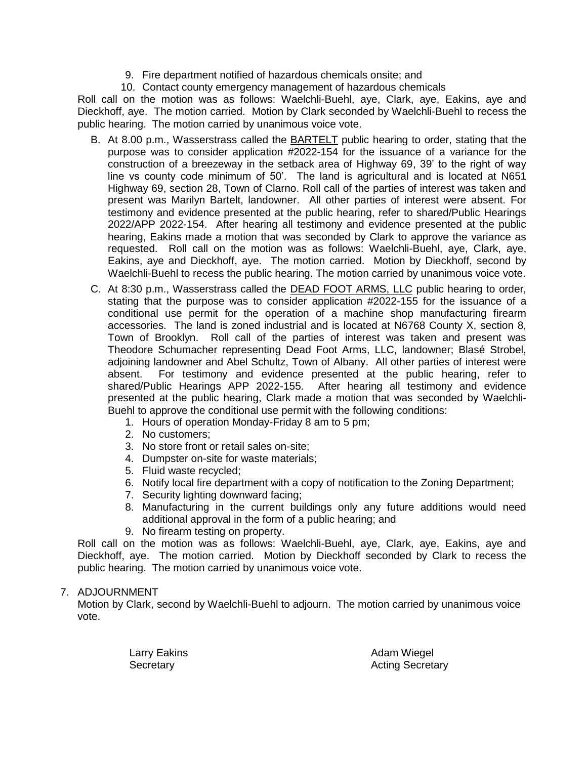9. Fire department notified of hazardous chemicals onsite; and
10. Contact county emergency management of hazardous chemicals

Roll call on the motion was as follows: Waelchli-Buehl, aye, Clark, aye, Eakins, aye and Dieckhoff, aye. The motion carried. Motion by Clark seconded by Waelchli-Buehl to recess the public hearing. The motion carried by unanimous voice vote.

B. At 8.00 p.m., Wasserstrass called the BARTELT public hearing to order, stating that the purpose was to consider application #2022-154 for the issuance of a variance for the construction of a breezeway in the setback area of Highway 69, 39' to the right of way line vs county code minimum of 50'. The land is agricultural and is located at N651 Highway 69, section 28, Town of Clarno. Roll call of the parties of interest was taken and present was Marilyn Bartelt, landowner. All other parties of interest were absent. For testimony and evidence presented at the public hearing, refer to shared/Public Hearings 2022/APP 2022-154. After hearing all testimony and evidence presented at the public hearing, Eakins made a motion that was seconded by Clark to approve the variance as requested. Roll call on the motion was as follows: Waelchli-Buehl, aye, Clark, aye, Eakins, aye and Dieckhoff, aye. The motion carried. Motion by Dieckhoff, second by Waelchli-Buehl to recess the public hearing. The motion carried by unanimous voice vote.

C. At 8:30 p.m., Wasserstrass called the DEAD FOOT ARMS, LLC public hearing to order, stating that the purpose was to consider application #2022-155 for the issuance of a conditional use permit for the operation of a machine shop manufacturing firearm accessories. The land is zoned industrial and is located at N6768 County X, section 8, Town of Brooklyn. Roll call of the parties of interest was taken and present was Theodore Schumacher representing Dead Foot Arms, LLC, landowner; Blasé Strobel, adjoining landowner and Abel Schultz, Town of Albany. All other parties of interest were absent. For testimony and evidence presented at the public hearing, refer to shared/Public Hearings APP 2022-155. After hearing all testimony and evidence presented at the public hearing, Clark made a motion that was seconded by Waelchli-Buehl to approve the conditional use permit with the following conditions:
   1. Hours of operation Monday-Friday 8 am to 5 pm;
   2. No customers;
   3. No store front or retail sales on-site;
   4. Dumpster on-site for waste materials;
   5. Fluid waste recycled;
   6. Notify local fire department with a copy of notification to the Zoning Department;
   7. Security lighting downward facing;
   8. Manufacturing in the current buildings only any future additions would need additional approval in the form of a public hearing; and
   9. No firearm testing on property.

Roll call on the motion was as follows: Waelchli-Buehl, aye, Clark, aye, Eakins, aye and Dieckhoff, aye. The motion carried. Motion by Dieckhoff seconded by Clark to recess the public hearing. The motion carried by unanimous voice vote.

7. ADJOURNMENT

Motion by Clark, second by Waelchli-Buehl to adjourn. The motion carried by unanimous voice vote.

Larry Eakins
Secretary

Adam Wiegel
Acting Secretary